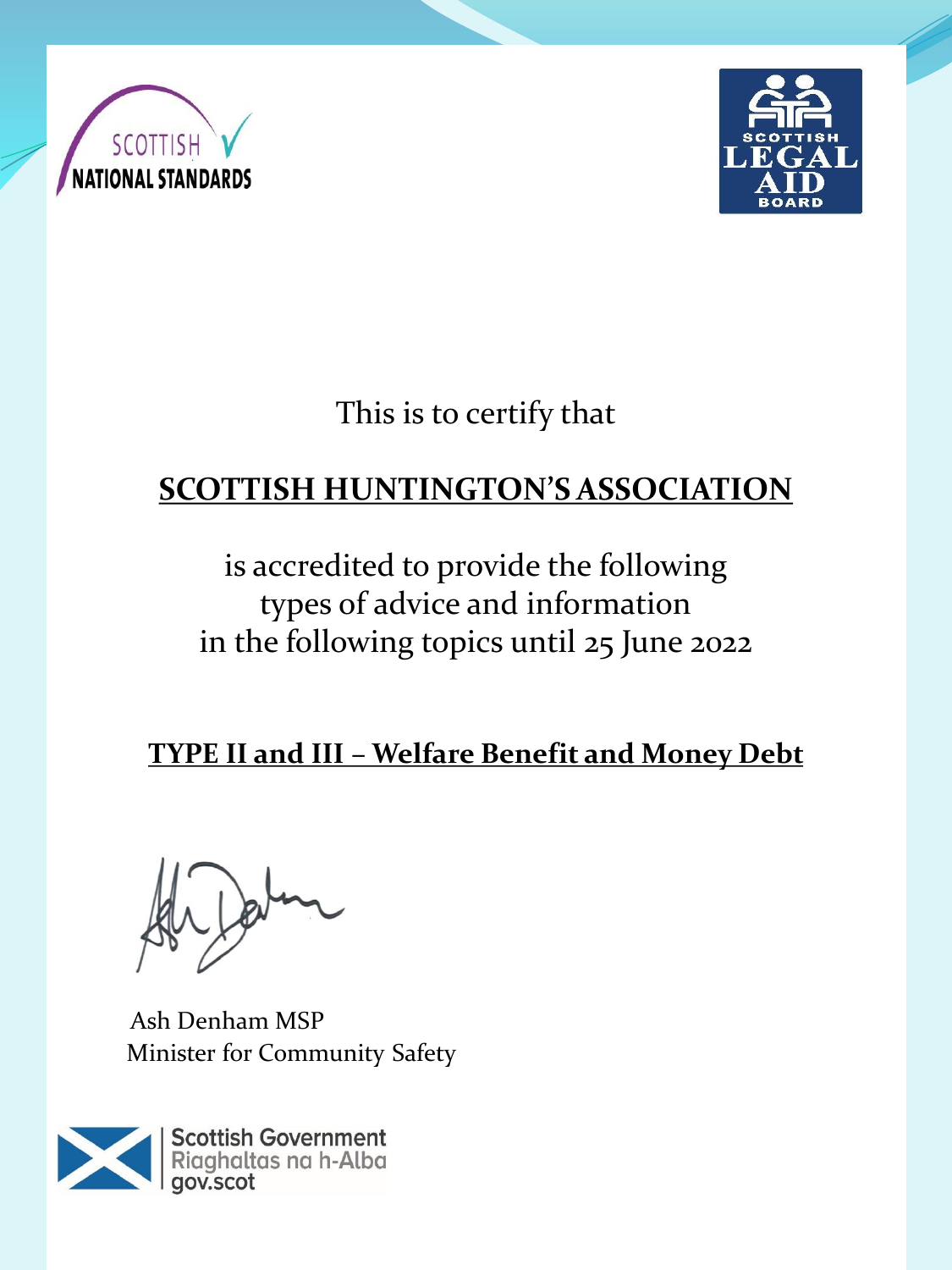SCOTTISH NATIONAL STANDARDS

SCOTTISH LEGAL AID BOARD

This is to certify that

**SCOTTISH HUNTINGTON'S ASSOCIATION**

is accredited to provide the following
types of advice and information
in the following topics until 25 June 2022

**TYPE II and III – Welfare Benefit and Money Debt**

Ash Denham MSP
Minister for Community Safety

Scottish Government
Riaghaltas na h-Alba
gov.scot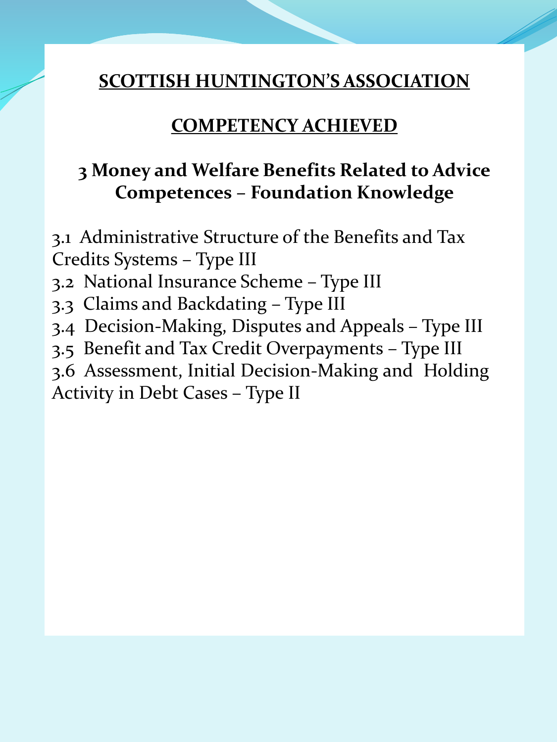**SCOTTISH HUNTINGTON'S ASSOCIATION**

**COMPETENCY ACHIEVED**

## 3 Money and Welfare Benefits Related to Advice Competences – Foundation Knowledge

3.1 Administrative Structure of the Benefits and Tax Credits Systems – Type III
3.2 National Insurance Scheme – Type III
3.3 Claims and Backdating – Type III
3.4 Decision-Making, Disputes and Appeals – Type III
3.5 Benefit and Tax Credit Overpayments – Type III
3.6 Assessment, Initial Decision-Making and Holding Activity in Debt Cases – Type II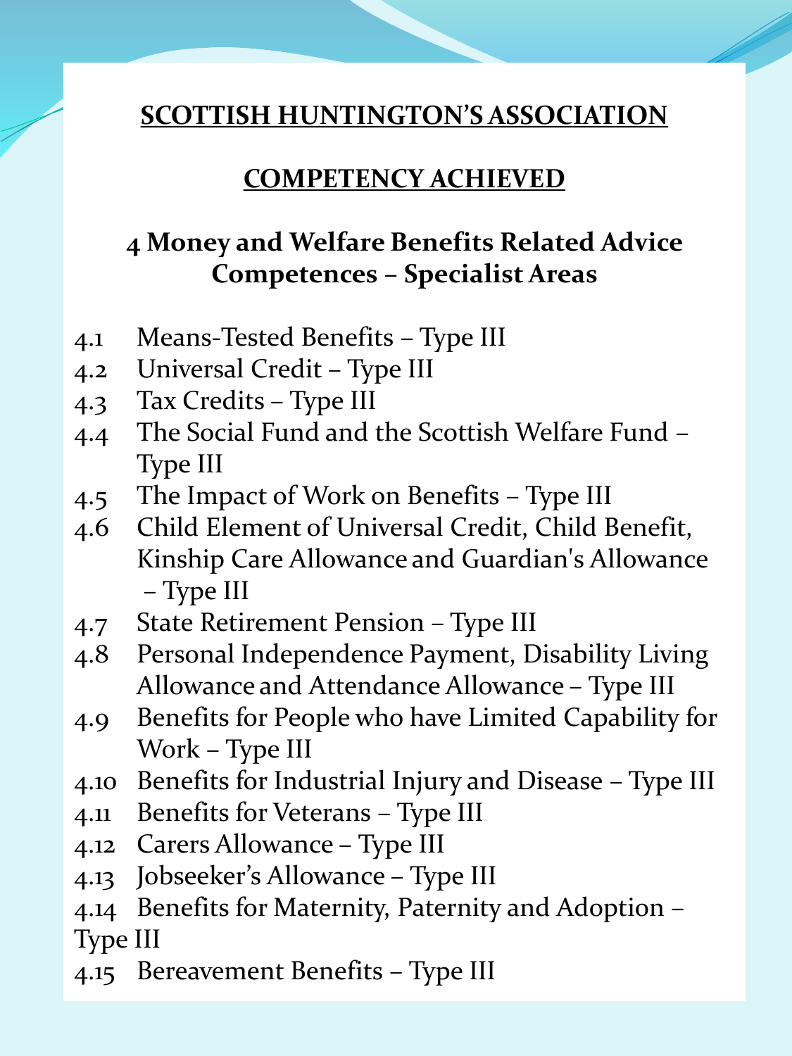# SCOTTISH HUNTINGTON'S ASSOCIATION

## COMPETENCY ACHIEVED

### 4 Money and Welfare Benefits Related Advice Competences – Specialist Areas

- 4.1 Means-Tested Benefits – Type III
- 4.2 Universal Credit – Type III
- 4.3 Tax Credits – Type III
- 4.4 The Social Fund and the Scottish Welfare Fund – Type III
- 4.5 The Impact of Work on Benefits – Type III
- 4.6 Child Element of Universal Credit, Child Benefit, Kinship Care Allowance and Guardian's Allowance – Type III
- 4.7 State Retirement Pension – Type III
- 4.8 Personal Independence Payment, Disability Living Allowance and Attendance Allowance – Type III
- 4.9 Benefits for People who have Limited Capability for Work – Type III
- 4.10 Benefits for Industrial Injury and Disease – Type III
- 4.11 Benefits for Veterans – Type III
- 4.12 Carers Allowance – Type III
- 4.13 Jobseeker's Allowance – Type III
- 4.14 Benefits for Maternity, Paternity and Adoption – Type III
- 4.15 Bereavement Benefits – Type III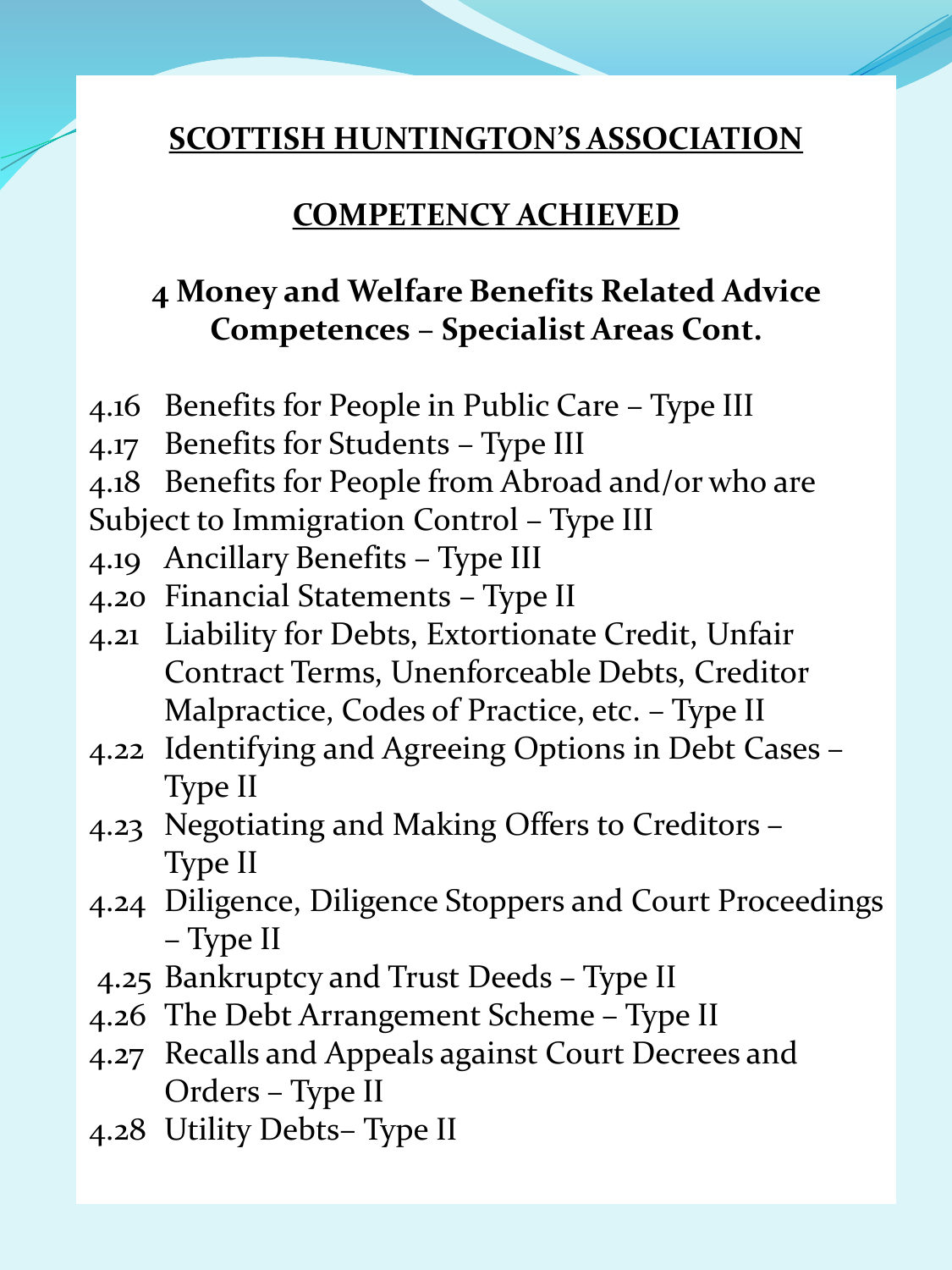# SCOTTISH HUNTINGTON'S ASSOCIATION

## COMPETENCY ACHIEVED

### 4 Money and Welfare Benefits Related Advice Competences – Specialist Areas Cont.

4.16 Benefits for People in Public Care – Type III
4.17 Benefits for Students – Type III
4.18 Benefits for People from Abroad and/or who are Subject to Immigration Control – Type III
4.19 Ancillary Benefits – Type III
4.20 Financial Statements – Type II
4.21 Liability for Debts, Extortionate Credit, Unfair Contract Terms, Unenforceable Debts, Creditor Malpractice, Codes of Practice, etc. – Type II
4.22 Identifying and Agreeing Options in Debt Cases – Type II
4.23 Negotiating and Making Offers to Creditors – Type II
4.24 Diligence, Diligence Stoppers and Court Proceedings – Type II
4.25 Bankruptcy and Trust Deeds – Type II
4.26 The Debt Arrangement Scheme – Type II
4.27 Recalls and Appeals against Court Decrees and Orders – Type II
4.28 Utility Debts– Type II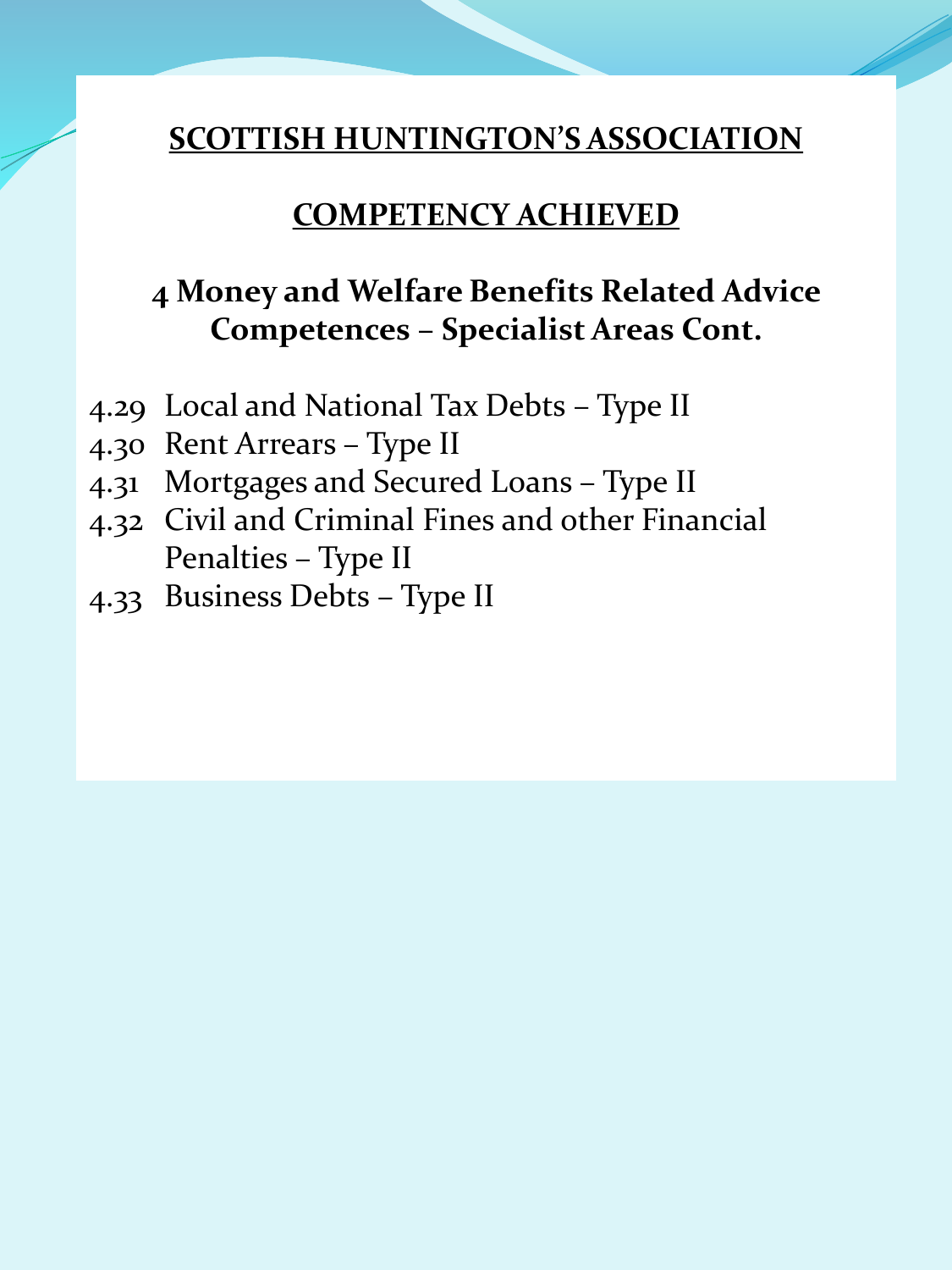# SCOTTISH HUNTINGTON'S ASSOCIATION

## COMPETENCY ACHIEVED

### 4 Money and Welfare Benefits Related Advice Competences – Specialist Areas Cont.

4.29 Local and National Tax Debts – Type II
4.30 Rent Arrears – Type II
4.31 Mortgages and Secured Loans – Type II
4.32 Civil and Criminal Fines and other Financial Penalties – Type II
4.33 Business Debts – Type II